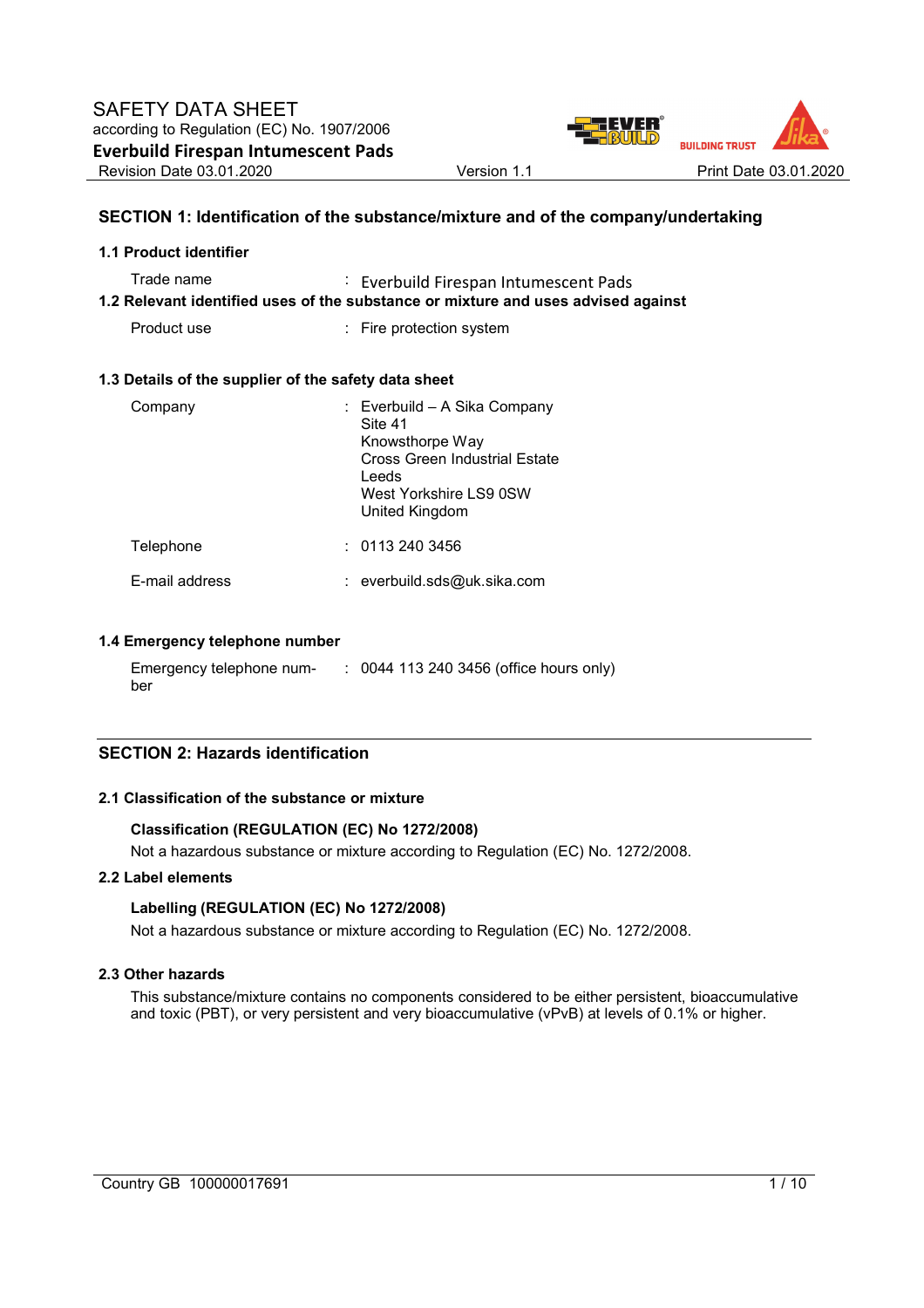# SAFETY DATA SHEET

according to Regulation (EC) No. 1907/2006

**Everbuild Firespan Intumescent Pads**

Revision Date 03.01.2020 Version 1.1 Print Date 03.01.2020

## SECTION 1: Identification of the substance/mixture and of the company/undertaking

### 1.1 Product identifier

| | |
|---|---|
| Trade name | : Everbuild Firespan Intumescent Pads |

### 1.2 Relevant identified uses of the substance or mixture and uses advised against

| | |
|---|---|
| Product use | : Fire protection system |

### 1.3 Details of the supplier of the safety data sheet

| | |
|---|---|
| Company | : Everbuild – A Sika Company<br>Site 41<br>Knowsthorpe Way<br>Cross Green Industrial Estate<br>Leeds<br>West Yorkshire LS9 0SW<br>United Kingdom |
| Telephone | : 0113 240 3456 |
| E-mail address | : everbuild.sds@uk.sika.com |

### 1.4 Emergency telephone number

| | |
|---|---|
| Emergency telephone number | : 0044 113 240 3456 (office hours only) |

## SECTION 2: Hazards identification

### 2.1 Classification of the substance or mixture

**Classification (REGULATION (EC) No 1272/2008)**

Not a hazardous substance or mixture according to Regulation (EC) No. 1272/2008.

### 2.2 Label elements

**Labelling (REGULATION (EC) No 1272/2008)**

Not a hazardous substance or mixture according to Regulation (EC) No. 1272/2008.

### 2.3 Other hazards

This substance/mixture contains no components considered to be either persistent, bioaccumulative and toxic (PBT), or very persistent and very bioaccumulative (vPvB) at levels of 0.1% or higher.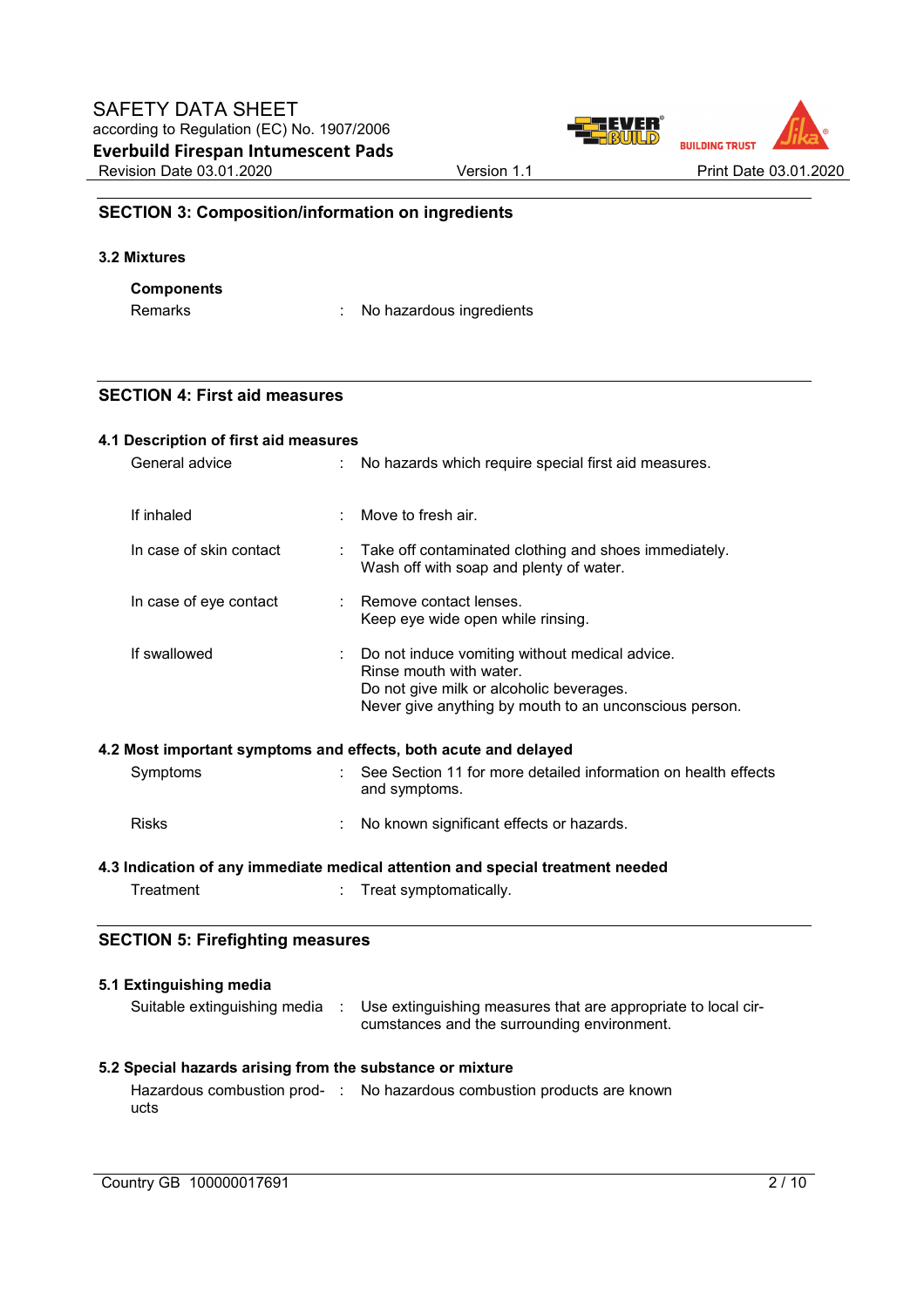## SECTION 3: Composition/information on ingredients

### 3.2 Mixtures

**Components**

Remarks : No hazardous ingredients

## SECTION 4: First aid measures

### 4.1 Description of first aid measures

| | | |
|---|---|---|
| General advice | : | No hazards which require special first aid measures. |
| If inhaled | : | Move to fresh air. |
| In case of skin contact | : | Take off contaminated clothing and shoes immediately. Wash off with soap and plenty of water. |
| In case of eye contact | : | Remove contact lenses. Keep eye wide open while rinsing. |
| If swallowed | : | Do not induce vomiting without medical advice. Rinse mouth with water. Do not give milk or alcoholic beverages. Never give anything by mouth to an unconscious person. |

### 4.2 Most important symptoms and effects, both acute and delayed

| | | |
|---|---|---|
| Symptoms | : | See Section 11 for more detailed information on health effects and symptoms. |
| Risks | : | No known significant effects or hazards. |

### 4.3 Indication of any immediate medical attention and special treatment needed

Treatment : Treat symptomatically.

## SECTION 5: Firefighting measures

### 5.1 Extinguishing media

Suitable extinguishing media : Use extinguishing measures that are appropriate to local circumstances and the surrounding environment.

### 5.2 Special hazards arising from the substance or mixture

Hazardous combustion products : No hazardous combustion products are known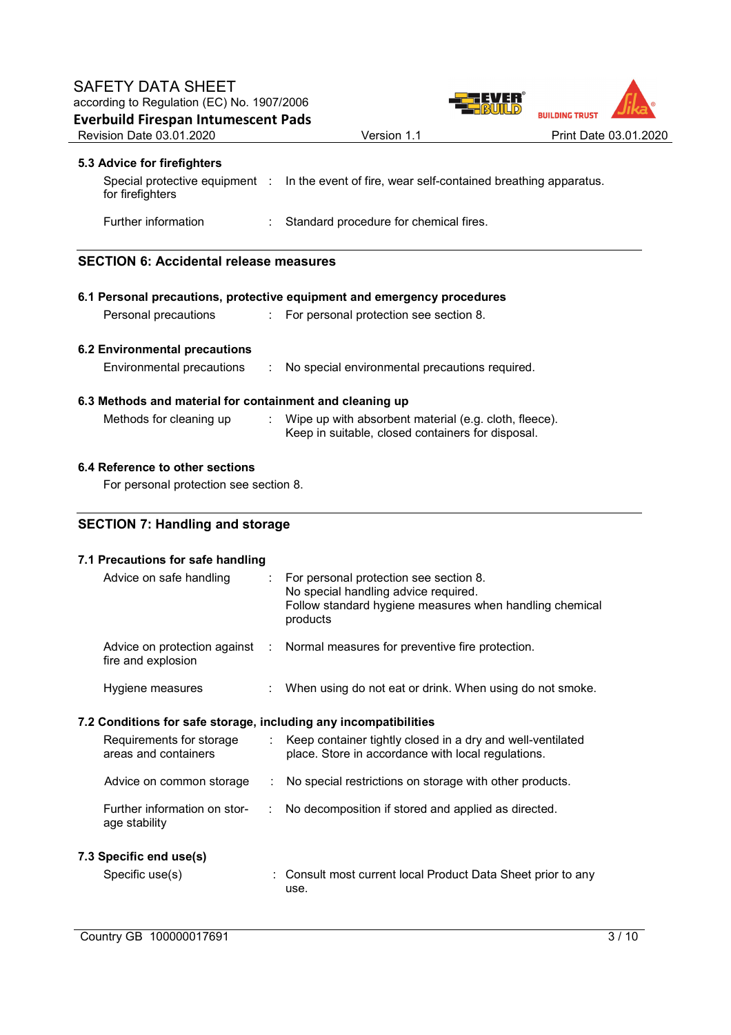### 5.3 Advice for firefighters

| | |
|---|---|
| Special protective equipment for firefighters | In the event of fire, wear self-contained breathing apparatus. |
| Further information | Standard procedure for chemical fires. |

## SECTION 6: Accidental release measures

### 6.1 Personal precautions, protective equipment and emergency procedures

| | |
|---|---|
| Personal precautions | For personal protection see section 8. |

### 6.2 Environmental precautions

| | |
|---|---|
| Environmental precautions | No special environmental precautions required. |

### 6.3 Methods and material for containment and cleaning up

| | |
|---|---|
| Methods for cleaning up | Wipe up with absorbent material (e.g. cloth, fleece).<br>Keep in suitable, closed containers for disposal. |

### 6.4 Reference to other sections

For personal protection see section 8.

## SECTION 7: Handling and storage

### 7.1 Precautions for safe handling

| | |
|---|---|
| Advice on safe handling | For personal protection see section 8.<br>No special handling advice required.<br>Follow standard hygiene measures when handling chemical products |
| Advice on protection against fire and explosion | Normal measures for preventive fire protection. |
| Hygiene measures | When using do not eat or drink. When using do not smoke. |

### 7.2 Conditions for safe storage, including any incompatibilities

| | |
|---|---|
| Requirements for storage areas and containers | Keep container tightly closed in a dry and well-ventilated place. Store in accordance with local regulations. |
| Advice on common storage | No special restrictions on storage with other products. |
| Further information on storage stability | No decomposition if stored and applied as directed. |

### 7.3 Specific end use(s)

| | |
|---|---|
| Specific use(s) | Consult most current local Product Data Sheet prior to any use. |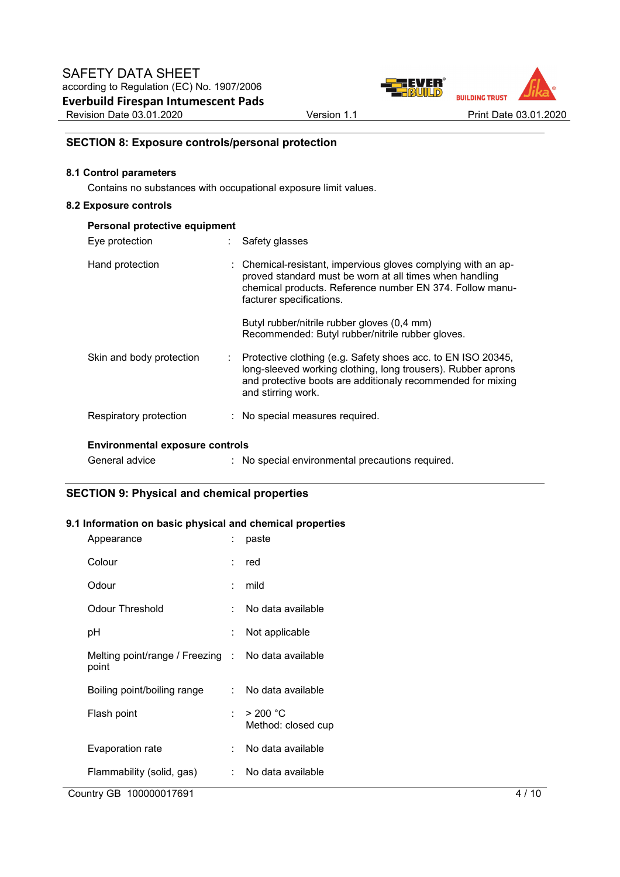## SECTION 8: Exposure controls/personal protection

### 8.1 Control parameters

Contains no substances with occupational exposure limit values.

### 8.2 Exposure controls

**Personal protective equipment**

| | | |
|---|---|---|
| Eye protection | : | Safety glasses |
| Hand protection | : | Chemical-resistant, impervious gloves complying with an approved standard must be worn at all times when handling chemical products. Reference number EN 374. Follow manufacturer specifications.<br><br>Butyl rubber/nitrile rubber gloves (0,4 mm)<br>Recommended: Butyl rubber/nitrile rubber gloves. |
| Skin and body protection | : | Protective clothing (e.g. Safety shoes acc. to EN ISO 20345, long-sleeved working clothing, long trousers). Rubber aprons and protective boots are additionaly recommended for mixing and stirring work. |
| Respiratory protection | : | No special measures required. |

**Environmental exposure controls**

| | | |
|---|---|---|
| General advice | : | No special environmental precautions required. |

## SECTION 9: Physical and chemical properties

### 9.1 Information on basic physical and chemical properties

| | | |
|---|---|---|
| Appearance | : | paste |
| Colour | : | red |
| Odour | : | mild |
| Odour Threshold | : | No data available |
| pH | : | Not applicable |
| Melting point/range / Freezing point | : | No data available |
| Boiling point/boiling range | : | No data available |
| Flash point | : | > 200 °C<br>Method: closed cup |
| Evaporation rate | : | No data available |
| Flammability (solid, gas) | : | No data available |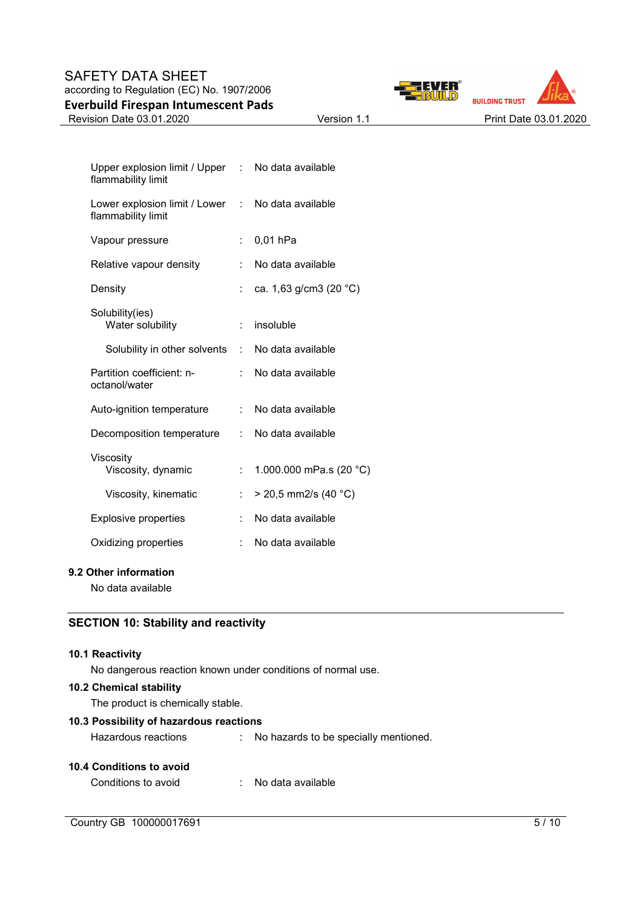| | | |
|---|---|---|
| Upper explosion limit / Upper flammability limit | : | No data available |
| Lower explosion limit / Lower flammability limit | : | No data available |
| Vapour pressure | : | 0,01 hPa |
| Relative vapour density | : | No data available |
| Density | : | ca. 1,63 g/cm3 (20 °C) |
| Solubility(ies) | | |
| Water solubility | : | insoluble |
| Solubility in other solvents | : | No data available |
| Partition coefficient: n-octanol/water | : | No data available |
| Auto-ignition temperature | : | No data available |
| Decomposition temperature | : | No data available |
| Viscosity | | |
| Viscosity, dynamic | : | 1.000.000 mPa.s (20 °C) |
| Viscosity, kinematic | : | > 20,5 mm2/s (40 °C) |
| Explosive properties | : | No data available |
| Oxidizing properties | : | No data available |

### 9.2 Other information

No data available

## SECTION 10: Stability and reactivity

### 10.1 Reactivity

No dangerous reaction known under conditions of normal use.

### 10.2 Chemical stability

The product is chemically stable.

### 10.3 Possibility of hazardous reactions

Hazardous reactions : No hazards to be specially mentioned.

### 10.4 Conditions to avoid

Conditions to avoid : No data available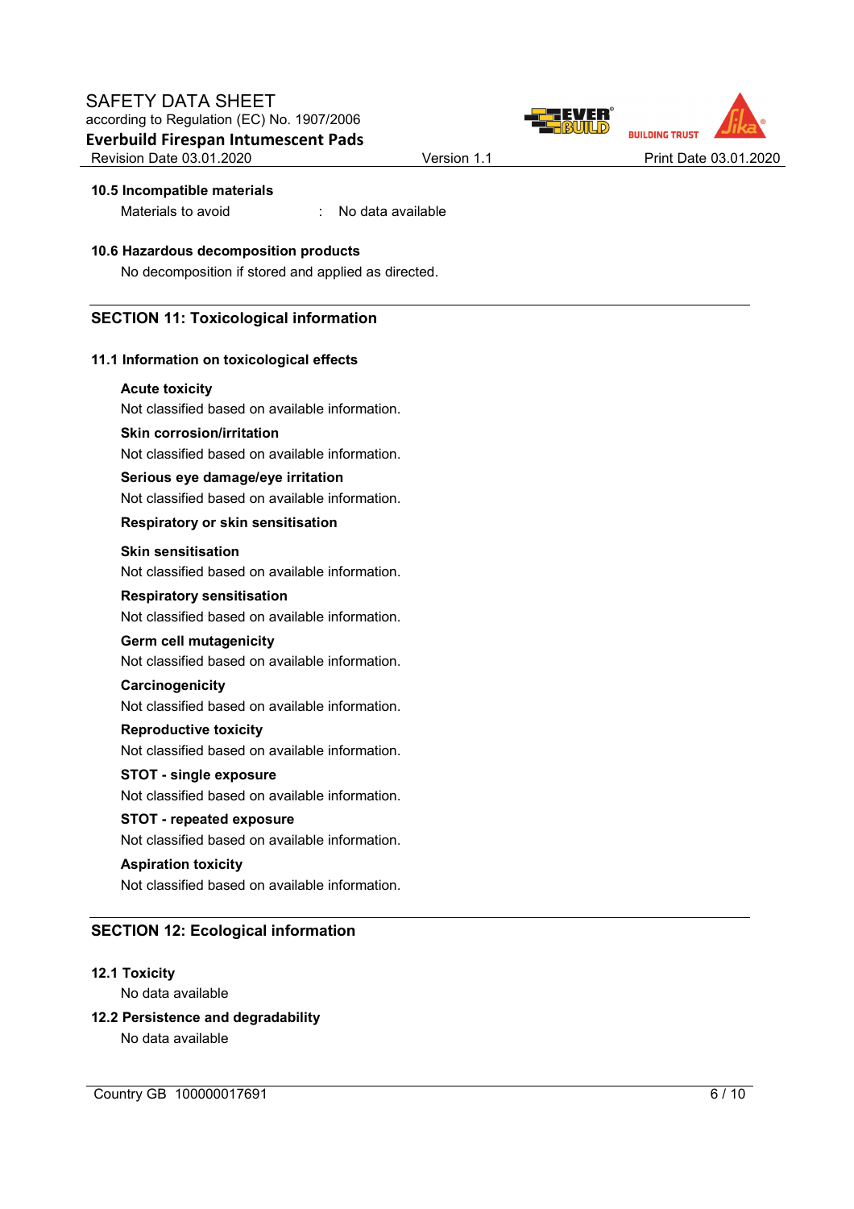### 10.5 Incompatible materials

Materials to avoid : No data available

### 10.6 Hazardous decomposition products

No decomposition if stored and applied as directed.

## SECTION 11: Toxicological information

### 11.1 Information on toxicological effects

**Acute toxicity**

Not classified based on available information.

**Skin corrosion/irritation**

Not classified based on available information.

**Serious eye damage/eye irritation**

Not classified based on available information.

**Respiratory or skin sensitisation**

**Skin sensitisation**

Not classified based on available information.

**Respiratory sensitisation**

Not classified based on available information.

**Germ cell mutagenicity**

Not classified based on available information.

**Carcinogenicity**

Not classified based on available information.

**Reproductive toxicity**

Not classified based on available information.

**STOT - single exposure**

Not classified based on available information.

**STOT - repeated exposure**

Not classified based on available information.

**Aspiration toxicity**

Not classified based on available information.

## SECTION 12: Ecological information

### 12.1 Toxicity

No data available

### 12.2 Persistence and degradability

No data available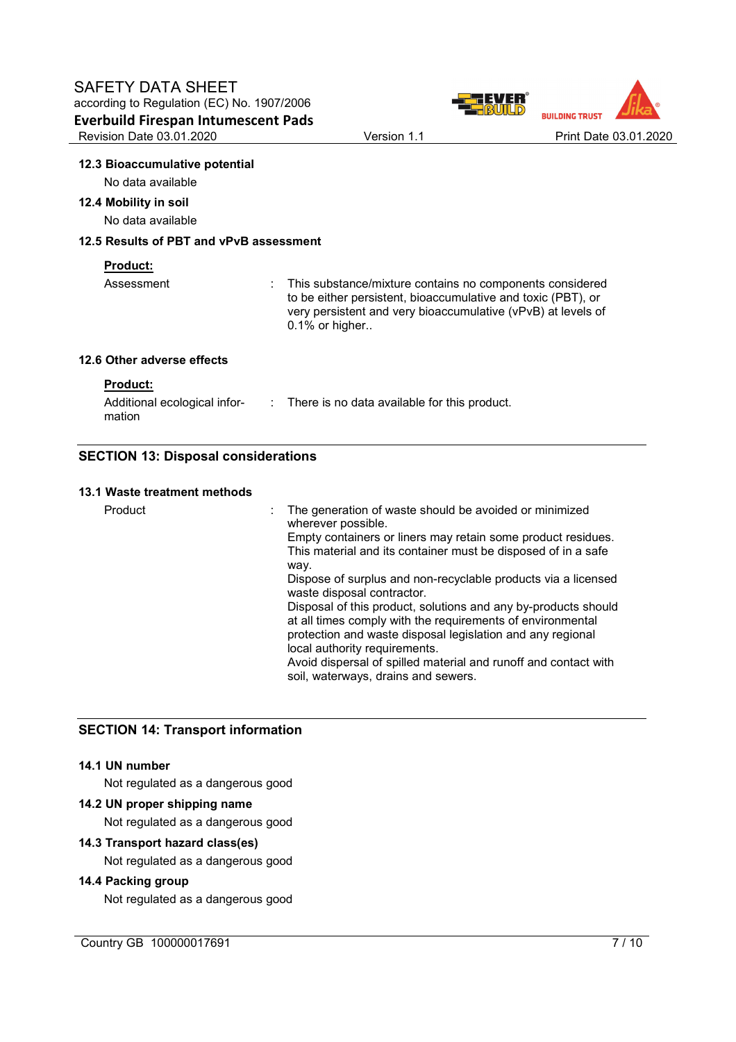### 12.3 Bioaccumulative potential

No data available

### 12.4 Mobility in soil

No data available

### 12.5 Results of PBT and vPvB assessment

**Product:**

| | | |
|---|---|---|
| Assessment | : | This substance/mixture contains no components considered to be either persistent, bioaccumulative and toxic (PBT), or very persistent and very bioaccumulative (vPvB) at levels of 0.1% or higher.. |

### 12.6 Other adverse effects

**Product:**

| | | |
|---|---|---|
| Additional ecological information | : | There is no data available for this product. |

## SECTION 13: Disposal considerations

### 13.1 Waste treatment methods

| | | |
|---|---|---|
| Product | : | The generation of waste should be avoided or minimized wherever possible.<br>Empty containers or liners may retain some product residues.<br>This material and its container must be disposed of in a safe way.<br>Dispose of surplus and non-recyclable products via a licensed waste disposal contractor.<br>Disposal of this product, solutions and any by-products should at all times comply with the requirements of environmental protection and waste disposal legislation and any regional local authority requirements.<br>Avoid dispersal of spilled material and runoff and contact with soil, waterways, drains and sewers. |

## SECTION 14: Transport information

### 14.1 UN number

Not regulated as a dangerous good

### 14.2 UN proper shipping name

Not regulated as a dangerous good

### 14.3 Transport hazard class(es)

Not regulated as a dangerous good

### 14.4 Packing group

Not regulated as a dangerous good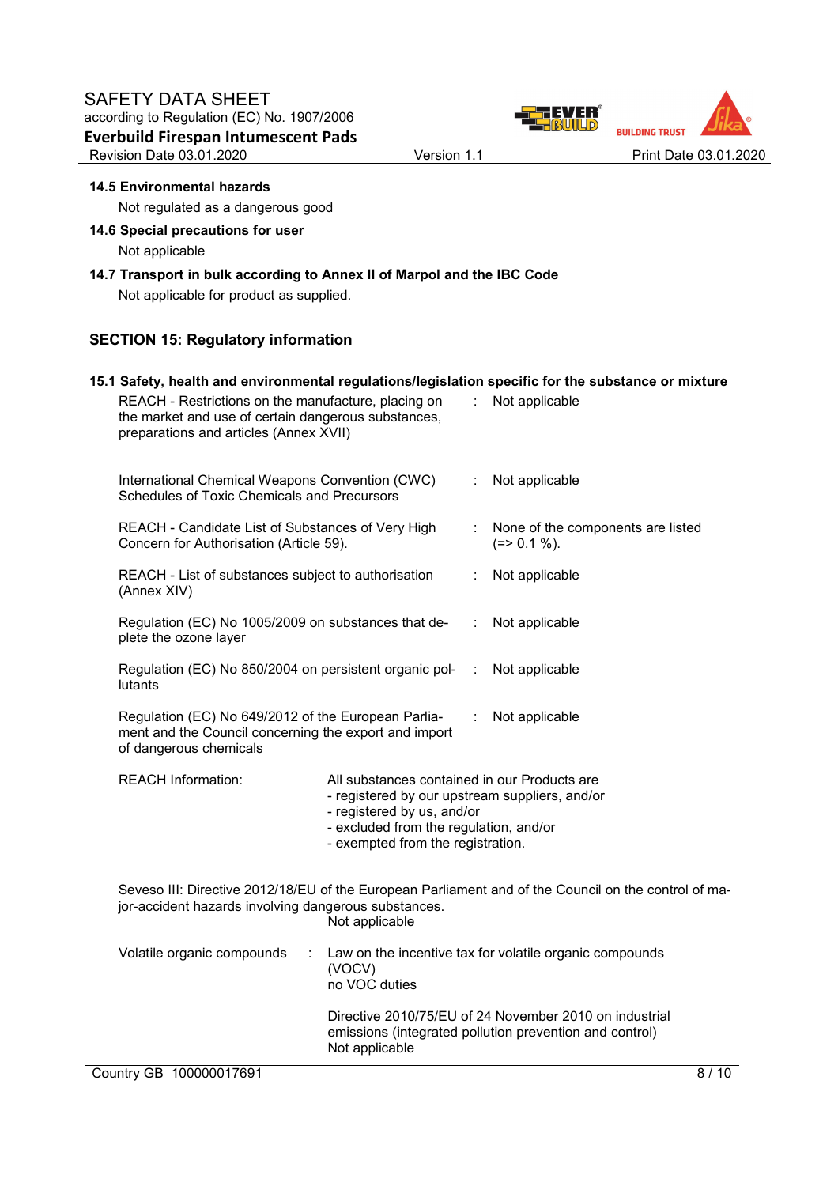**14.5 Environmental hazards**

Not regulated as a dangerous good

**14.6 Special precautions for user**

Not applicable

**14.7 Transport in bulk according to Annex II of Marpol and the IBC Code**

Not applicable for product as supplied.

## SECTION 15: Regulatory information

**15.1 Safety, health and environmental regulations/legislation specific for the substance or mixture**

REACH - Restrictions on the manufacture, placing on the market and use of certain dangerous substances, preparations and articles (Annex XVII) : Not applicable

International Chemical Weapons Convention (CWC) Schedules of Toxic Chemicals and Precursors : Not applicable

REACH - Candidate List of Substances of Very High Concern for Authorisation (Article 59). : None of the components are listed (=> 0.1 %).

REACH - List of substances subject to authorisation (Annex XIV) : Not applicable

Regulation (EC) No 1005/2009 on substances that deplete the ozone layer : Not applicable

Regulation (EC) No 850/2004 on persistent organic pollutants : Not applicable

Regulation (EC) No 649/2012 of the European Parliament and the Council concerning the export and import of dangerous chemicals : Not applicable

REACH Information: All substances contained in our Products are
- registered by our upstream suppliers, and/or
- registered by us, and/or
- excluded from the regulation, and/or
- exempted from the registration.

Seveso III: Directive 2012/18/EU of the European Parliament and of the Council on the control of major-accident hazards involving dangerous substances.
Not applicable

Volatile organic compounds : Law on the incentive tax for volatile organic compounds (VOCV)
no VOC duties

Directive 2010/75/EU of 24 November 2010 on industrial emissions (integrated pollution prevention and control)
Not applicable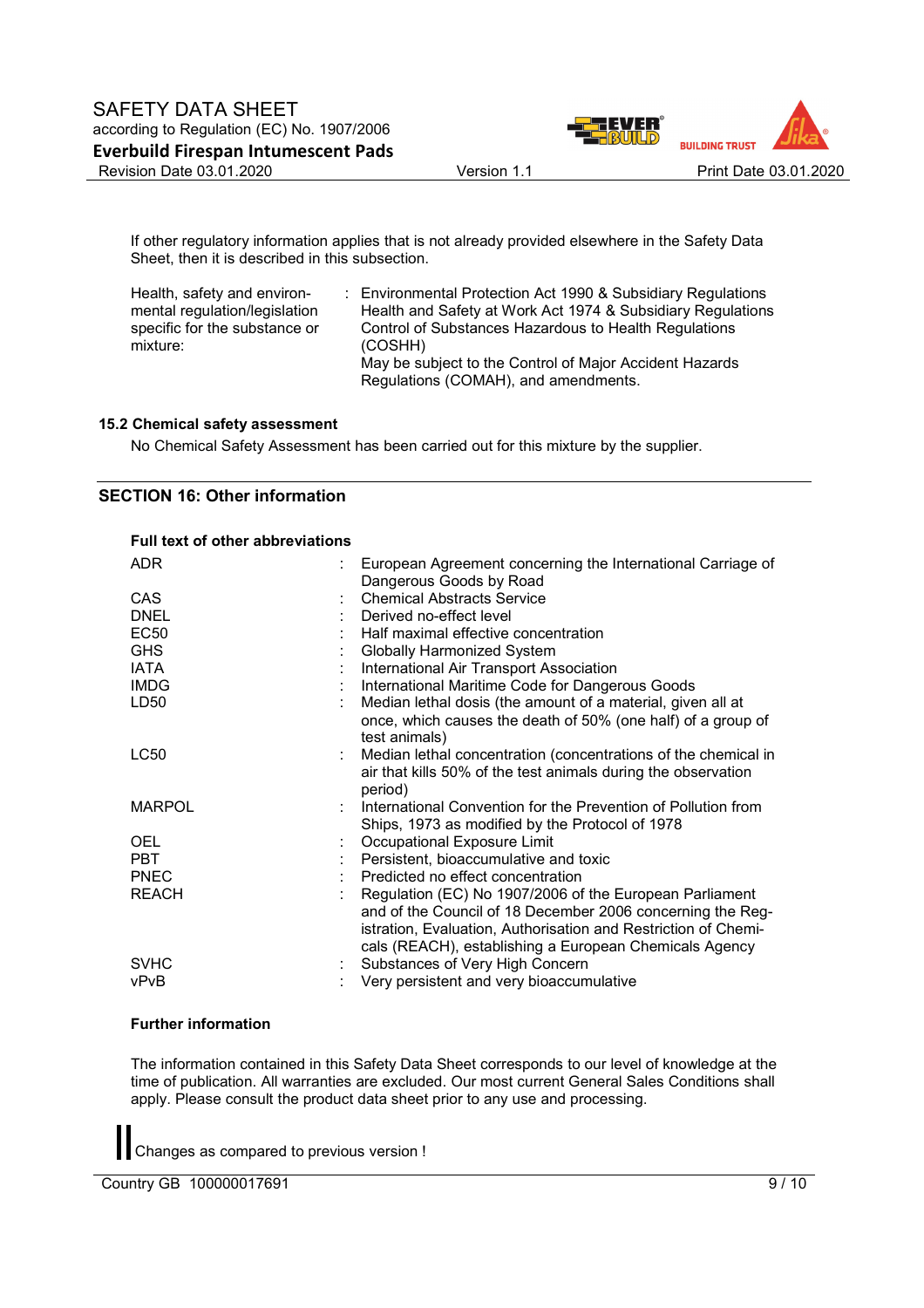If other regulatory information applies that is not already provided elsewhere in the Safety Data Sheet, then it is described in this subsection.

| | | |
|---|---|---|
| Health, safety and environmental regulation/legislation specific for the substance or mixture: | : | Environmental Protection Act 1990 & Subsidiary Regulations<br>Health and Safety at Work Act 1974 & Subsidiary Regulations<br>Control of Substances Hazardous to Health Regulations (COSHH)<br>May be subject to the Control of Major Accident Hazards Regulations (COMAH), and amendments. |

### 15.2 Chemical safety assessment

No Chemical Safety Assessment has been carried out for this mixture by the supplier.

## SECTION 16: Other information

**Full text of other abbreviations**

| | | |
|---|---|---|
| ADR | : | European Agreement concerning the International Carriage of Dangerous Goods by Road |
| CAS | : | Chemical Abstracts Service |
| DNEL | : | Derived no-effect level |
| EC50 | : | Half maximal effective concentration |
| GHS | : | Globally Harmonized System |
| IATA | : | International Air Transport Association |
| IMDG | : | International Maritime Code for Dangerous Goods |
| LD50 | : | Median lethal dosis (the amount of a material, given all at once, which causes the death of 50% (one half) of a group of test animals) |
| LC50 | : | Median lethal concentration (concentrations of the chemical in air that kills 50% of the test animals during the observation period) |
| MARPOL | : | International Convention for the Prevention of Pollution from Ships, 1973 as modified by the Protocol of 1978 |
| OEL | : | Occupational Exposure Limit |
| PBT | : | Persistent, bioaccumulative and toxic |
| PNEC | : | Predicted no effect concentration |
| REACH | : | Regulation (EC) No 1907/2006 of the European Parliament and of the Council of 18 December 2006 concerning the Registration, Evaluation, Authorisation and Restriction of Chemicals (REACH), establishing a European Chemicals Agency |
| SVHC | : | Substances of Very High Concern |
| vPvB | : | Very persistent and very bioaccumulative |

**Further information**

The information contained in this Safety Data Sheet corresponds to our level of knowledge at the time of publication. All warranties are excluded. Our most current General Sales Conditions shall apply. Please consult the product data sheet prior to any use and processing.

|| Changes as compared to previous version !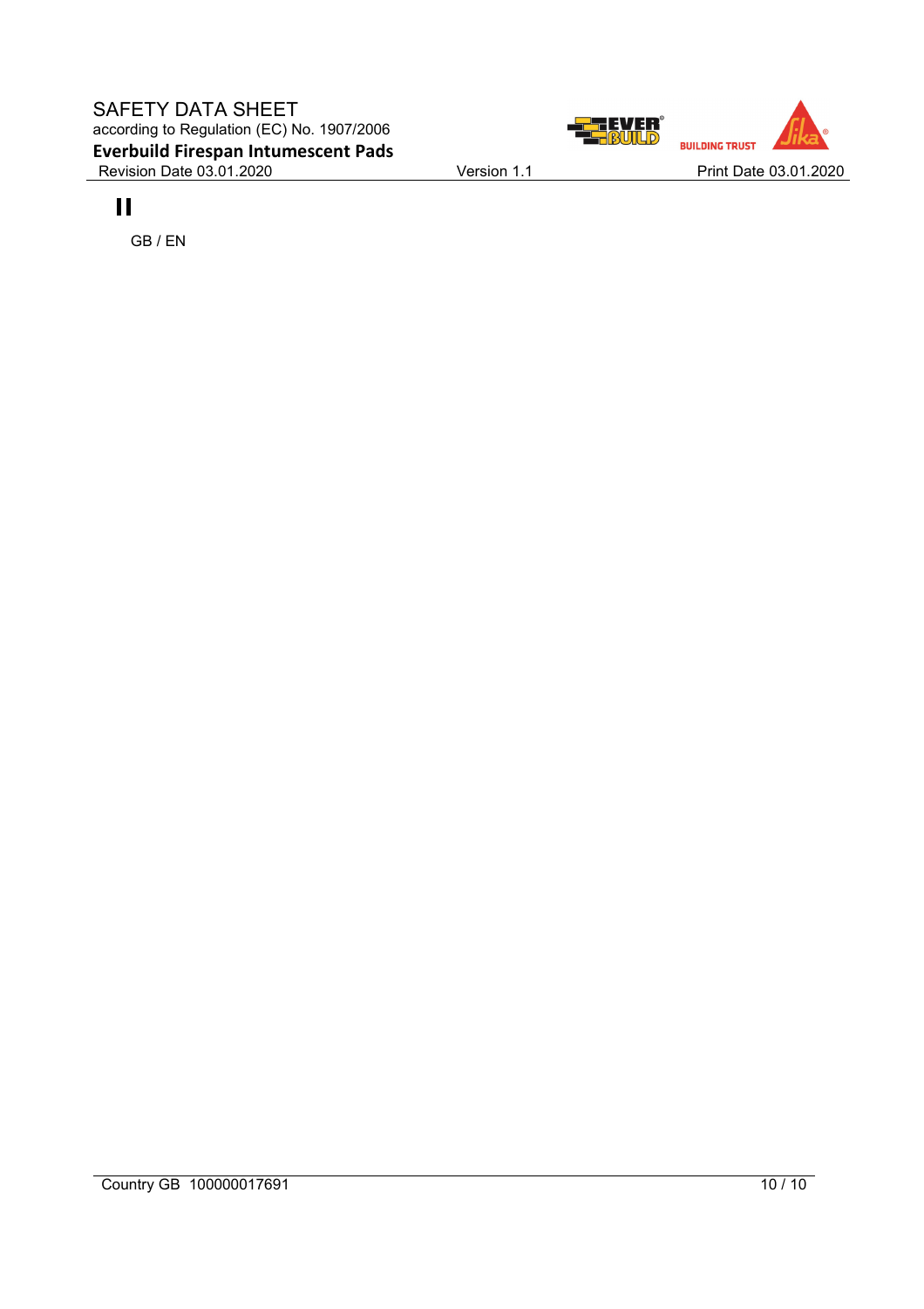GB / EN